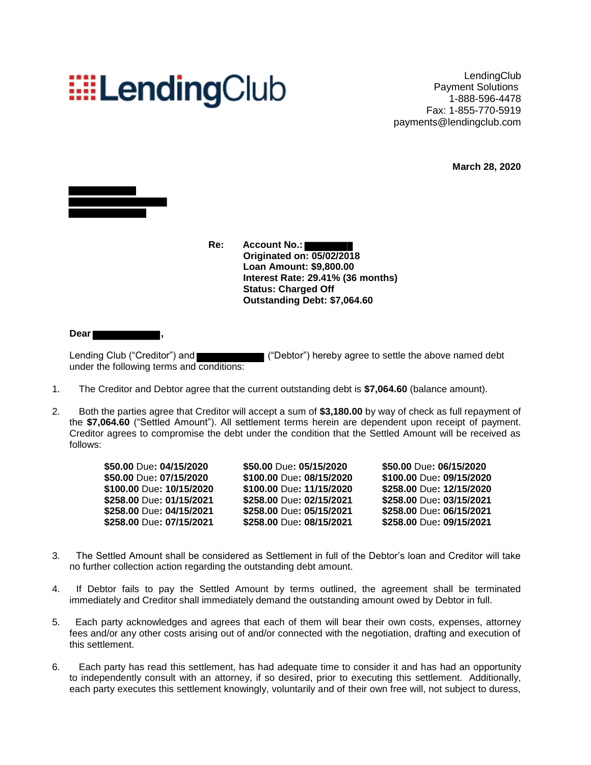**LendingClub**

LendingClub
Payment Solutions
1-888-596-4478
Fax: 1-855-770-5919
payments@lendingclub.com

**March 28, 2020**

Re: **Account No.:**
**Originated on: 05/02/2018**
**Loan Amount: $9,800.00**
**Interest Rate: 29.41% (36 months)**
**Status: Charged Off**
**Outstanding Debt: $7,064.60**

**Dear ,**

Lending Club ("Creditor") and ("Debtor") hereby agree to settle the above named debt under the following terms and conditions:

1. The Creditor and Debtor agree that the current outstanding debt is **$7,064.60** (balance amount).

2. Both the parties agree that Creditor will accept a sum of **$3,180.00** by way of check as full repayment of the **$7,064.60** ("Settled Amount"). All settlement terms herein are dependent upon receipt of payment. Creditor agrees to compromise the debt under the condition that the Settled Amount will be received as follows:

| | | |
|---|---|---|
| **$50.00** Due**: 04/15/2020** | **$50.00** Due**: 05/15/2020** | **$50.00** Due**: 06/15/2020** |
| **$50.00** Due**: 07/15/2020** | **$100.00** Due**: 08/15/2020** | **$100.00** Due**: 09/15/2020** |
| **$100.00** Due**: 10/15/2020** | **$100.00** Due**: 11/15/2020** | **$258.00** Due**: 12/15/2020** |
| **$258.00** Due**: 01/15/2021** | **$258.00** Due**: 02/15/2021** | **$258.00** Due**: 03/15/2021** |
| **$258.00** Due**: 04/15/2021** | **$258.00** Due**: 05/15/2021** | **$258.00** Due**: 06/15/2021** |
| **$258.00** Due**: 07/15/2021** | **$258.00** Due**: 08/15/2021** | **$258.00** Due**: 09/15/2021** |

3. The Settled Amount shall be considered as Settlement in full of the Debtor's loan and Creditor will take no further collection action regarding the outstanding debt amount.

4. If Debtor fails to pay the Settled Amount by terms outlined, the agreement shall be terminated immediately and Creditor shall immediately demand the outstanding amount owed by Debtor in full.

5. Each party acknowledges and agrees that each of them will bear their own costs, expenses, attorney fees and/or any other costs arising out of and/or connected with the negotiation, drafting and execution of this settlement.

6. Each party has read this settlement, has had adequate time to consider it and has had an opportunity to independently consult with an attorney, if so desired, prior to executing this settlement. Additionally, each party executes this settlement knowingly, voluntarily and of their own free will, not subject to duress,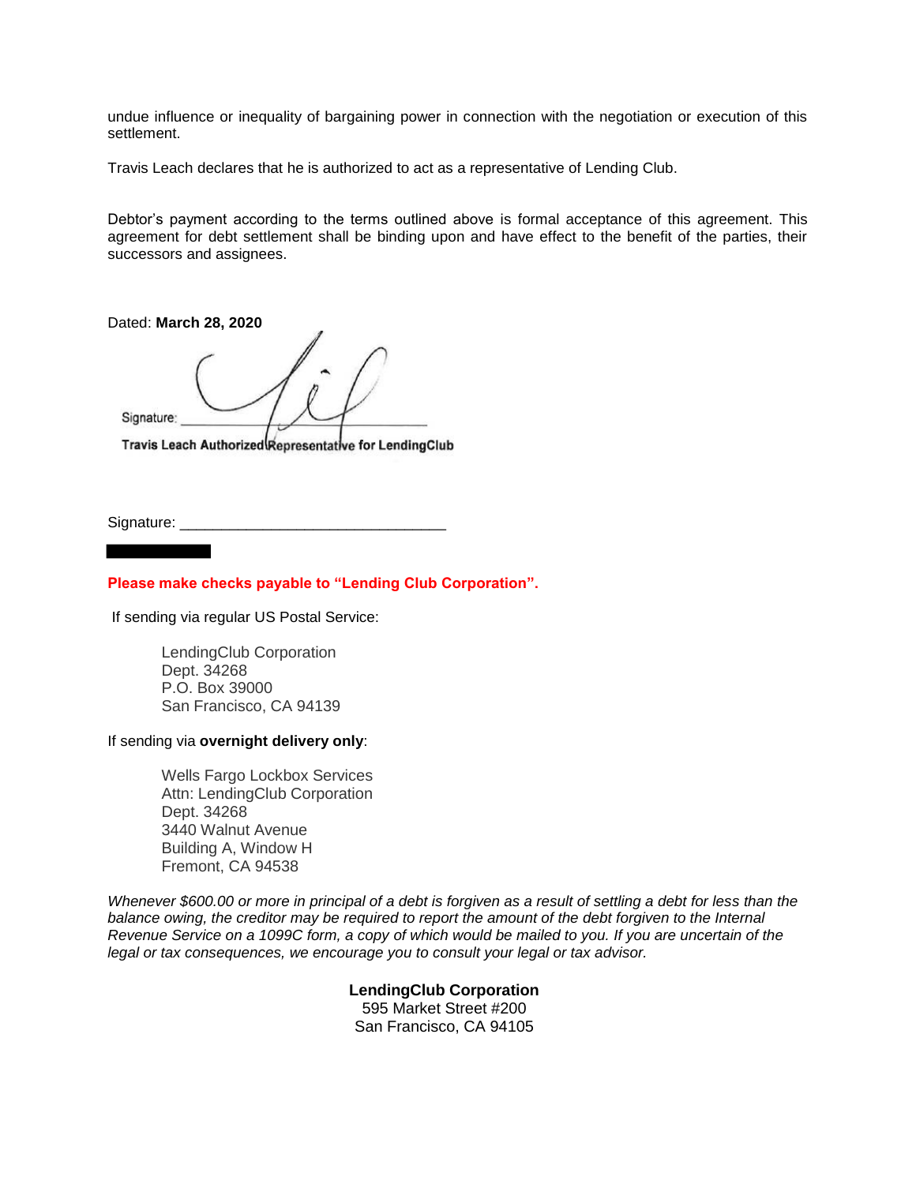undue influence or inequality of bargaining power in connection with the negotiation or execution of this settlement.

Travis Leach declares that he is authorized to act as a representative of Lending Club.

Debtor's payment according to the terms outlined above is formal acceptance of this agreement. This agreement for debt settlement shall be binding upon and have effect to the benefit of the parties, their successors and assignees.

Dated: **March 28, 2020**

Signature: ______________________________

**Travis Leach Authorized Representative for LendingClub**

Signature: ______________________________

**Please make checks payable to "Lending Club Corporation".**

If sending via regular US Postal Service:

LendingClub Corporation
Dept. 34268
P.O. Box 39000
San Francisco, CA 94139

If sending via **overnight delivery only**:

Wells Fargo Lockbox Services
Attn: LendingClub Corporation
Dept. 34268
3440 Walnut Avenue
Building A, Window H
Fremont, CA 94538

*Whenever $600.00 or more in principal of a debt is forgiven as a result of settling a debt for less than the balance owing, the creditor may be required to report the amount of the debt forgiven to the Internal Revenue Service on a 1099C form, a copy of which would be mailed to you. If you are uncertain of the legal or tax consequences, we encourage you to consult your legal or tax advisor.*

**LendingClub Corporation**
595 Market Street #200
San Francisco, CA 94105